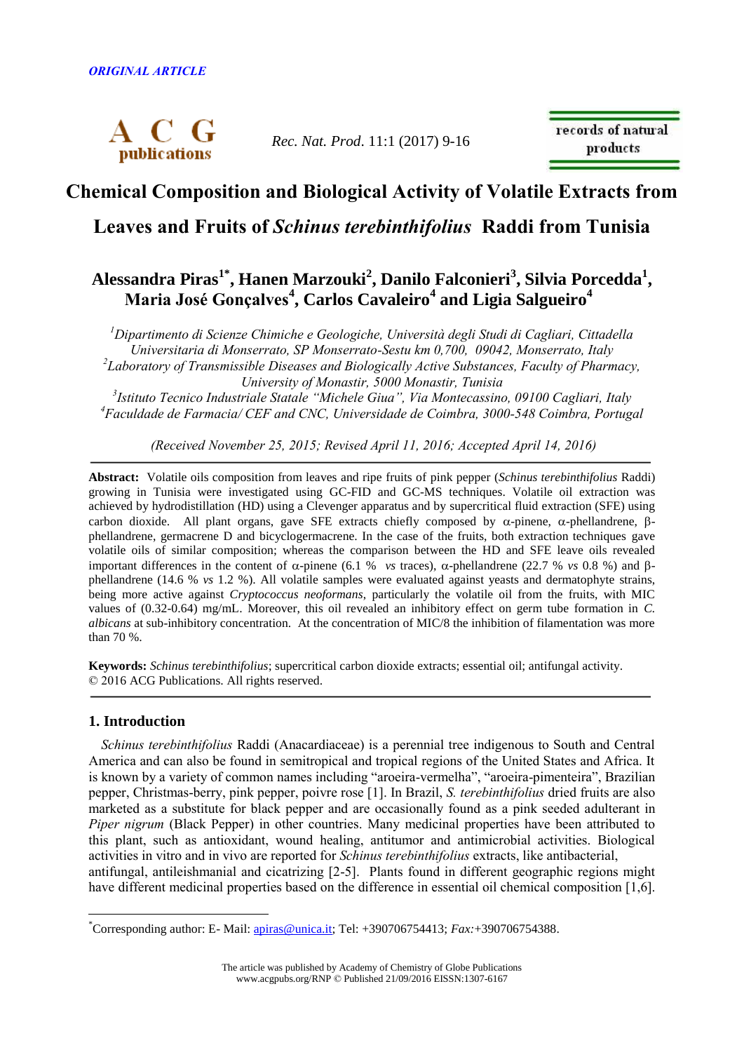*ORIGINAL ARTICLE*

# Chemical Composition and Biological Activity of Volatile Extracts from Leaves and Fruits of *Schinus terebinthifolius* Raddi from Tunisia

**Alessandra Piras[1*], Hanen Marzouki[2], Danilo Falconieri[3], Silvia Porcedda[1], Maria José Gonçalves[4], Carlos Cavaleiro[4] and Ligia Salgueiro[4]**

*[1]Dipartimento di Scienze Chimiche e Geologiche, Università degli Studi di Cagliari, Cittadella Universitaria di Monserrato, SP Monserrato-Sestu km 0,700, 09042, Monserrato, Italy*
*[2]Laboratory of Transmissible Diseases and Biologically Active Substances, Faculty of Pharmacy, University of Monastir, 5000 Monastir, Tunisia*
*[3]Istituto Tecnico Industriale Statale "Michele Giua", Via Montecassino, 09100 Cagliari, Italy*
*[4]Faculdade de Farmacia/ CEF and CNC, Universidade de Coimbra, 3000-548 Coimbra, Portugal*

*(Received November 25, 2015; Revised April 11, 2016; Accepted April 14, 2016)*

**Abstract:** Volatile oils composition from leaves and ripe fruits of pink pepper (*Schinus terebinthifolius* Raddi) growing in Tunisia were investigated using GC-FID and GC-MS techniques. Volatile oil extraction was achieved by hydrodistillation (HD) using a Clevenger apparatus and by supercritical fluid extraction (SFE) using carbon dioxide. All plant organs, gave SFE extracts chiefly composed by α-pinene, α-phellandrene, β-phellandrene, germacrene D and bicyclogermacrene. In the case of the fruits, both extraction techniques gave volatile oils of similar composition; whereas the comparison between the HD and SFE leave oils revealed important differences in the content of α-pinene (6.1 % *vs* traces), α-phellandrene (22.7 % *vs* 0.8 %) and β-phellandrene (14.6 % *vs* 1.2 %). All volatile samples were evaluated against yeasts and dermatophyte strains, being more active against *Cryptococcus neoformans*, particularly the volatile oil from the fruits, with MIC values of (0.32-0.64) mg/mL. Moreover, this oil revealed an inhibitory effect on germ tube formation in *C. albicans* at sub-inhibitory concentration. At the concentration of MIC/8 the inhibition of filamentation was more than 70 %.

**Keywords:** *Schinus terebinthifolius*; supercritical carbon dioxide extracts; essential oil; antifungal activity. © 2016 ACG Publications. All rights reserved.

## 1. Introduction

*Schinus terebinthifolius* Raddi (Anacardiaceae) is a perennial tree indigenous to South and Central America and can also be found in semitropical and tropical regions of the United States and Africa. It is known by a variety of common names including "aroeira-vermelha", "aroeira-pimenteira", Brazilian pepper, Christmas-berry, pink pepper, poivre rose [1]. In Brazil, *S. terebinthifolius* dried fruits are also marketed as a substitute for black pepper and are occasionally found as a pink seeded adulterant in *Piper nigrum* (Black Pepper) in other countries. Many medicinal properties have been attributed to this plant, such as antioxidant, wound healing, antitumor and antimicrobial activities. Biological activities in vitro and in vivo are reported for *Schinus terebinthifolius* extracts, like antibacterial, antifungal, antileishmanial and cicatrizing [2-5]. Plants found in different geographic regions might have different medicinal properties based on the difference in essential oil chemical composition [1,6].

[*]Corresponding author: E- Mail: apiras@unica.it; Tel: +390706754413; *Fax:*+390706754388.

The article was published by Academy of Chemistry of Globe Publications
www.acgpubs.org/RNP © Published 21/09/2016 EISSN:1307-6167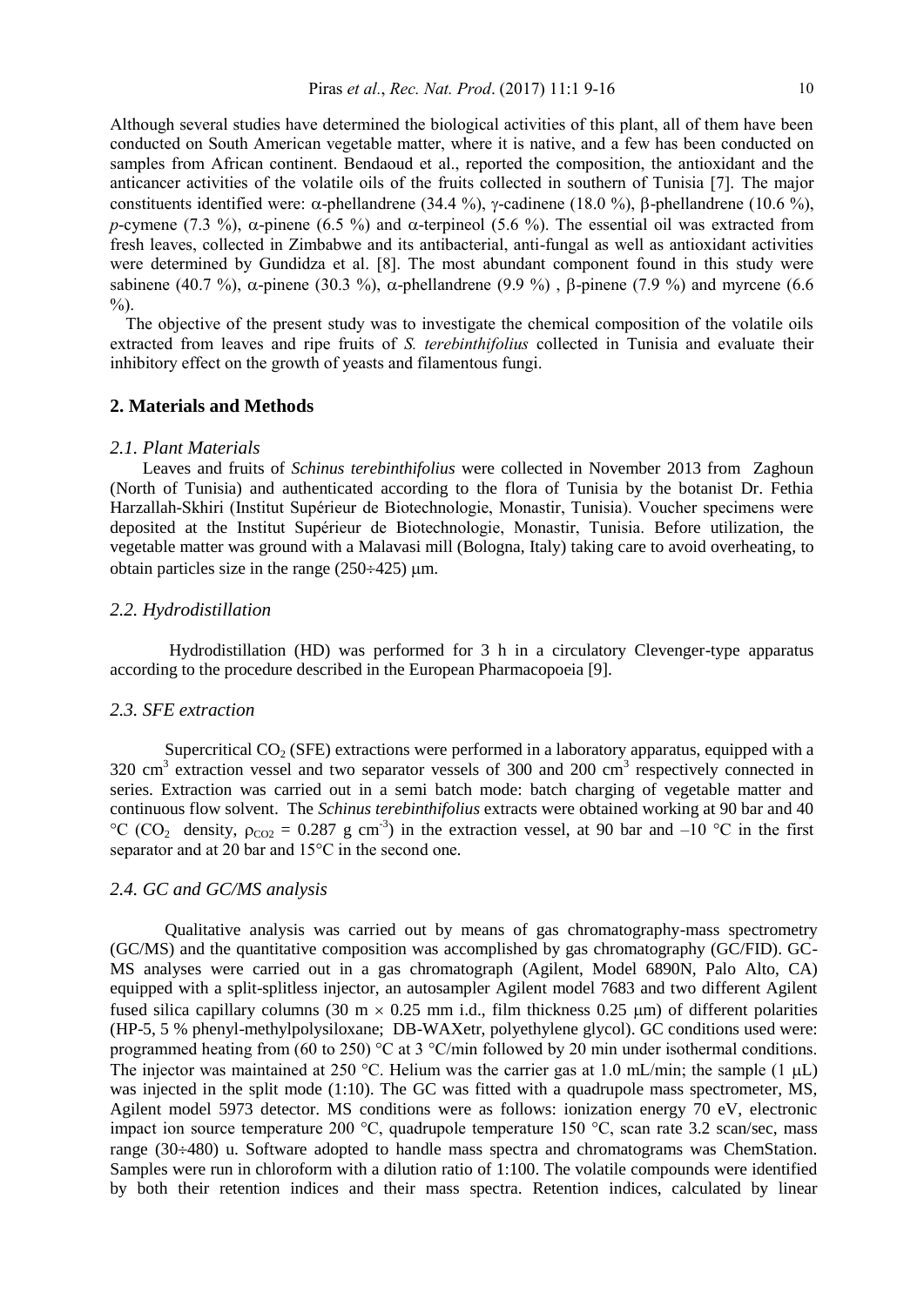Although several studies have determined the biological activities of this plant, all of them have been conducted on South American vegetable matter, where it is native, and a few has been conducted on samples from African continent. Bendaoud et al., reported the composition, the antioxidant and the anticancer activities of the volatile oils of the fruits collected in southern of Tunisia [7]. The major constituents identified were: α-phellandrene (34.4 %), γ-cadinene (18.0 %), β-phellandrene (10.6 %), *p*-cymene (7.3 %), α-pinene (6.5 %) and α-terpineol (5.6 %). The essential oil was extracted from fresh leaves, collected in Zimbabwe and its antibacterial, anti-fungal as well as antioxidant activities were determined by Gundidza et al. [8]. The most abundant component found in this study were sabinene (40.7 %), α-pinene (30.3 %), α-phellandrene (9.9 %) , β-pinene (7.9 %) and myrcene (6.6 %).

The objective of the present study was to investigate the chemical composition of the volatile oils extracted from leaves and ripe fruits of *S. terebinthifolius* collected in Tunisia and evaluate their inhibitory effect on the growth of yeasts and filamentous fungi.

## 2. Materials and Methods

### *2.1. Plant Materials*

Leaves and fruits of *Schinus terebinthifolius* were collected in November 2013 from Zaghoun (North of Tunisia) and authenticated according to the flora of Tunisia by the botanist Dr. Fethia Harzallah-Skhiri (Institut Supérieur de Biotechnologie, Monastir, Tunisia). Voucher specimens were deposited at the Institut Supérieur de Biotechnologie, Monastir, Tunisia. Before utilization, the vegetable matter was ground with a Malavasi mill (Bologna, Italy) taking care to avoid overheating, to obtain particles size in the range (250÷425) μm.

### *2.2. Hydrodistillation*

Hydrodistillation (HD) was performed for 3 h in a circulatory Clevenger-type apparatus according to the procedure described in the European Pharmacopoeia [9].

### *2.3. SFE extraction*

Supercritical $CO_2$ (SFE) extractions were performed in a laboratory apparatus, equipped with a 320 $cm^3$ extraction vessel and two separator vessels of 300 and 200 $cm^3$ respectively connected in series. Extraction was carried out in a semi batch mode: batch charging of vegetable matter and continuous flow solvent. The *Schinus terebinthifolius* extracts were obtained working at 90 bar and 40 °C ($CO_2$ density, $\rho_{CO_2}$ = 0.287 g $cm^{-3}$) in the extraction vessel, at 90 bar and –10 °C in the first separator and at 20 bar and 15°C in the second one.

### *2.4. GC and GC/MS analysis*

Qualitative analysis was carried out by means of gas chromatography-mass spectrometry (GC/MS) and the quantitative composition was accomplished by gas chromatography (GC/FID). GC-MS analyses were carried out in a gas chromatograph (Agilent, Model 6890N, Palo Alto, CA) equipped with a split-splitless injector, an autosampler Agilent model 7683 and two different Agilent fused silica capillary columns (30 m × 0.25 mm i.d., film thickness 0.25 μm) of different polarities (HP-5, 5 % phenyl-methylpolysiloxane; DB-WAXetr, polyethylene glycol). GC conditions used were: programmed heating from (60 to 250) °C at 3 °C/min followed by 20 min under isothermal conditions. The injector was maintained at 250 °C. Helium was the carrier gas at 1.0 mL/min; the sample (1 μL) was injected in the split mode (1:10). The GC was fitted with a quadrupole mass spectrometer, MS, Agilent model 5973 detector. MS conditions were as follows: ionization energy 70 eV, electronic impact ion source temperature 200 °C, quadrupole temperature 150 °C, scan rate 3.2 scan/sec, mass range (30÷480) u. Software adopted to handle mass spectra and chromatograms was ChemStation. Samples were run in chloroform with a dilution ratio of 1:100. The volatile compounds were identified by both their retention indices and their mass spectra. Retention indices, calculated by linear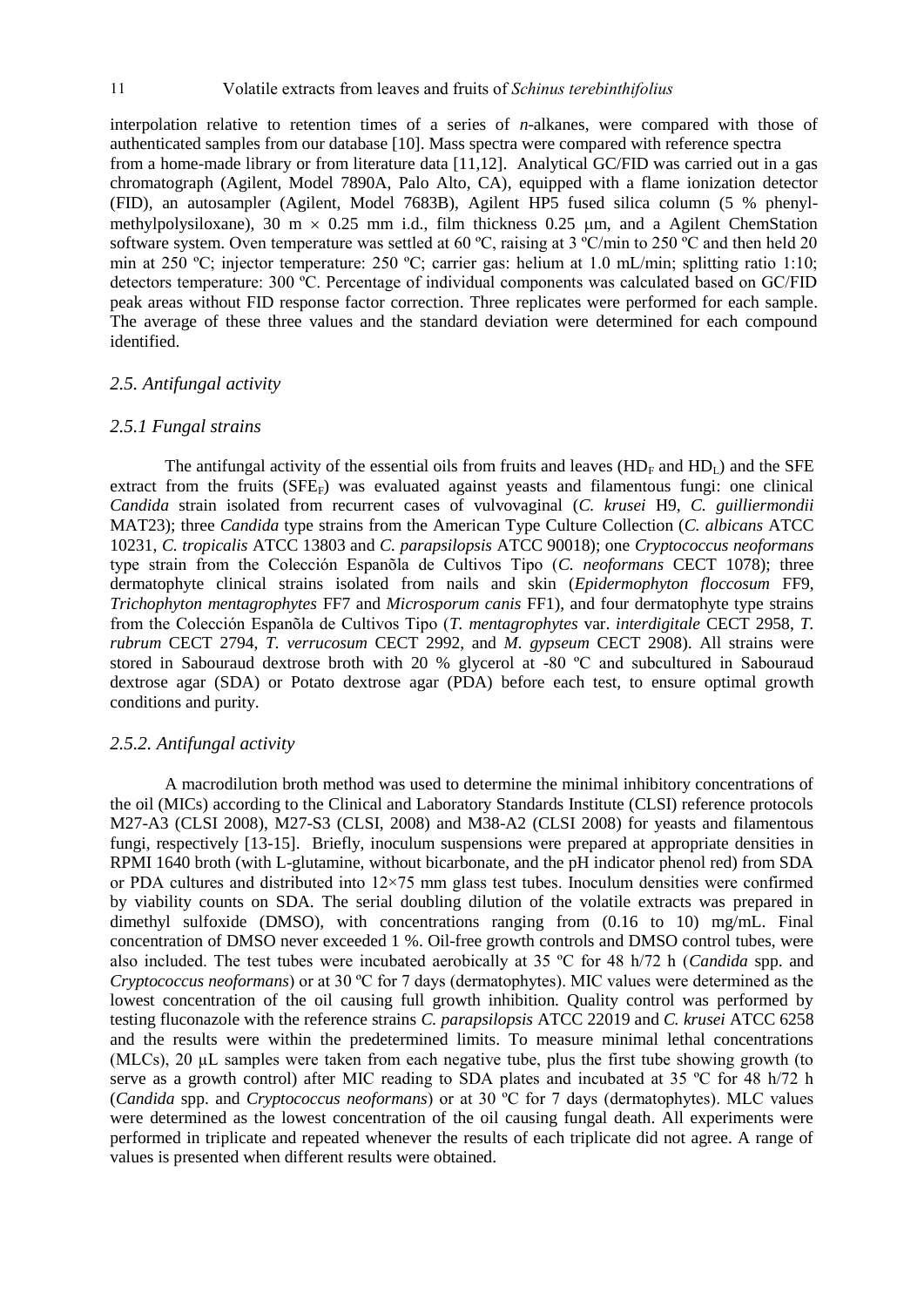interpolation relative to retention times of a series of *n*-alkanes, were compared with those of authenticated samples from our database [10]. Mass spectra were compared with reference spectra from a home-made library or from literature data [11,12]. Analytical GC/FID was carried out in a gas chromatograph (Agilent, Model 7890A, Palo Alto, CA), equipped with a flame ionization detector (FID), an autosampler (Agilent, Model 7683B), Agilent HP5 fused silica column (5 % phenyl-methylpolysiloxane), 30 m × 0.25 mm i.d., film thickness 0.25 μm, and a Agilent ChemStation software system. Oven temperature was settled at 60 ºC, raising at 3 ºC/min to 250 ºC and then held 20 min at 250 ºC; injector temperature: 250 ºC; carrier gas: helium at 1.0 mL/min; splitting ratio 1:10; detectors temperature: 300 ºC. Percentage of individual components was calculated based on GC/FID peak areas without FID response factor correction. Three replicates were performed for each sample. The average of these three values and the standard deviation were determined for each compound identified.

### *2.5. Antifungal activity*

#### *2.5.1 Fungal strains*

The antifungal activity of the essential oils from fruits and leaves ($HD_F$ and $HD_L$) and the SFE extract from the fruits ($SFE_F$) was evaluated against yeasts and filamentous fungi: one clinical *Candida* strain isolated from recurrent cases of vulvovaginal (*C. krusei* H9, *C. guilliermondii* MAT23); three *Candida* type strains from the American Type Culture Collection (*C. albicans* ATCC 10231, *C. tropicalis* ATCC 13803 and *C. parapsilopsis* ATCC 90018); one *Cryptococcus neoformans* type strain from the Colección Espanõla de Cultivos Tipo (*C. neoformans* CECT 1078); three dermatophyte clinical strains isolated from nails and skin (*Epidermophyton floccosum* FF9, *Trichophyton mentagrophytes* FF7 and *Microsporum canis* FF1), and four dermatophyte type strains from the Colección Espanõla de Cultivos Tipo (*T. mentagrophytes* var. *interdigitale* CECT 2958, *T. rubrum* CECT 2794, *T. verrucosum* CECT 2992, and *M. gypseum* CECT 2908). All strains were stored in Sabouraud dextrose broth with 20 % glycerol at -80 ºC and subcultured in Sabouraud dextrose agar (SDA) or Potato dextrose agar (PDA) before each test, to ensure optimal growth conditions and purity.

#### *2.5.2. Antifungal activity*

A macrodilution broth method was used to determine the minimal inhibitory concentrations of the oil (MICs) according to the Clinical and Laboratory Standards Institute (CLSI) reference protocols M27-A3 (CLSI 2008), M27-S3 (CLSI, 2008) and M38-A2 (CLSI 2008) for yeasts and filamentous fungi, respectively [13-15]. Briefly, inoculum suspensions were prepared at appropriate densities in RPMI 1640 broth (with L-glutamine, without bicarbonate, and the pH indicator phenol red) from SDA or PDA cultures and distributed into 12×75 mm glass test tubes. Inoculum densities were confirmed by viability counts on SDA. The serial doubling dilution of the volatile extracts was prepared in dimethyl sulfoxide (DMSO), with concentrations ranging from (0.16 to 10) mg/mL. Final concentration of DMSO never exceeded 1 %. Oil-free growth controls and DMSO control tubes, were also included. The test tubes were incubated aerobically at 35 ºC for 48 h/72 h (*Candida* spp. and *Cryptococcus neoformans*) or at 30 ºC for 7 days (dermatophytes). MIC values were determined as the lowest concentration of the oil causing full growth inhibition. Quality control was performed by testing fluconazole with the reference strains *C. parapsilopsis* ATCC 22019 and *C. krusei* ATCC 6258 and the results were within the predetermined limits. To measure minimal lethal concentrations (MLCs), 20 μL samples were taken from each negative tube, plus the first tube showing growth (to serve as a growth control) after MIC reading to SDA plates and incubated at 35 ºC for 48 h/72 h (*Candida* spp. and *Cryptococcus neoformans*) or at 30 ºC for 7 days (dermatophytes). MLC values were determined as the lowest concentration of the oil causing fungal death. All experiments were performed in triplicate and repeated whenever the results of each triplicate did not agree. A range of values is presented when different results were obtained.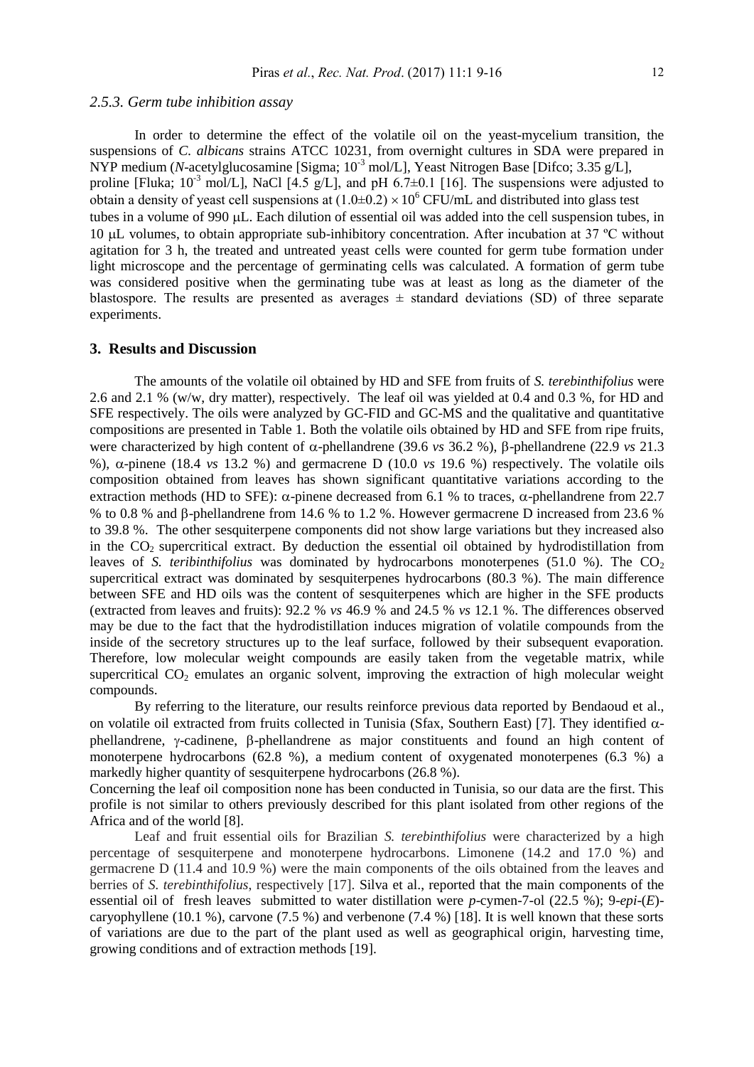### 2.5.3. Germ tube inhibition assay

In order to determine the effect of the volatile oil on the yeast-mycelium transition, the suspensions of *C. albicans* strains ATCC 10231, from overnight cultures in SDA were prepared in NYP medium (*N*-acetylglucosamine [Sigma; $10^{-3}$ mol/L], Yeast Nitrogen Base [Difco; 3.35 g/L], proline [Fluka; $10^{-3}$ mol/L], NaCl [4.5 g/L], and pH 6.7±0.1 [16]. The suspensions were adjusted to obtain a density of yeast cell suspensions at $(1.0\pm0.2) \times 10^{6}$ CFU/mL and distributed into glass test tubes in a volume of 990 μL. Each dilution of essential oil was added into the cell suspension tubes, in 10 μL volumes, to obtain appropriate sub-inhibitory concentration. After incubation at 37 ºC without agitation for 3 h, the treated and untreated yeast cells were counted for germ tube formation under light microscope and the percentage of germinating cells was calculated. A formation of germ tube was considered positive when the germinating tube was at least as long as the diameter of the blastospore. The results are presented as averages ± standard deviations (SD) of three separate experiments.

## 3. Results and Discussion

The amounts of the volatile oil obtained by HD and SFE from fruits of *S. terebinthifolius* were 2.6 and 2.1 % (w/w, dry matter), respectively. The leaf oil was yielded at 0.4 and 0.3 %, for HD and SFE respectively. The oils were analyzed by GC-FID and GC-MS and the qualitative and quantitative compositions are presented in Table 1. Both the volatile oils obtained by HD and SFE from ripe fruits, were characterized by high content of α-phellandrene (39.6 *vs* 36.2 %), β-phellandrene (22.9 *vs* 21.3 %), α-pinene (18.4 *vs* 13.2 %) and germacrene D (10.0 *vs* 19.6 %) respectively. The volatile oils composition obtained from leaves has shown significant quantitative variations according to the extraction methods (HD to SFE): α-pinene decreased from 6.1 % to traces, α-phellandrene from 22.7 % to 0.8 % and β-phellandrene from 14.6 % to 1.2 %. However germacrene D increased from 23.6 % to 39.8 %. The other sesquiterpene components did not show large variations but they increased also in the $CO_2$ supercritical extract. By deduction the essential oil obtained by hydrodistillation from leaves of *S. teribinthifolius* was dominated by hydrocarbons monoterpenes (51.0 %). The $CO_2$ supercritical extract was dominated by sesquiterpenes hydrocarbons (80.3 %). The main difference between SFE and HD oils was the content of sesquiterpenes which are higher in the SFE products (extracted from leaves and fruits): 92.2 % *vs* 46.9 % and 24.5 % *vs* 12.1 %. The differences observed may be due to the fact that the hydrodistillation induces migration of volatile compounds from the inside of the secretory structures up to the leaf surface, followed by their subsequent evaporation. Therefore, low molecular weight compounds are easily taken from the vegetable matrix, while supercritical $CO_2$ emulates an organic solvent, improving the extraction of high molecular weight compounds.

By referring to the literature, our results reinforce previous data reported by Bendaoud et al., on volatile oil extracted from fruits collected in Tunisia (Sfax, Southern East) [7]. They identified α-phellandrene, γ-cadinene, β-phellandrene as major constituents and found an high content of monoterpene hydrocarbons (62.8 %), a medium content of oxygenated monoterpenes (6.3 %) a markedly higher quantity of sesquiterpene hydrocarbons (26.8 %).

Concerning the leaf oil composition none has been conducted in Tunisia, so our data are the first. This profile is not similar to others previously described for this plant isolated from other regions of the Africa and of the world [8].

Leaf and fruit essential oils for Brazilian *S. terebinthifolius* were characterized by a high percentage of sesquiterpene and monoterpene hydrocarbons. Limonene (14.2 and 17.0 %) and germacrene D (11.4 and 10.9 %) were the main components of the oils obtained from the leaves and berries of *S. terebinthifolius*, respectively [17]. Silva et al., reported that the main components of the essential oil of fresh leaves submitted to water distillation were *p*-cymen-7-ol (22.5 %); 9-*epi*-(*E*)-caryophyllene (10.1 %), carvone (7.5 %) and verbenone (7.4 %) [18]. It is well known that these sorts of variations are due to the part of the plant used as well as geographical origin, harvesting time, growing conditions and of extraction methods [19].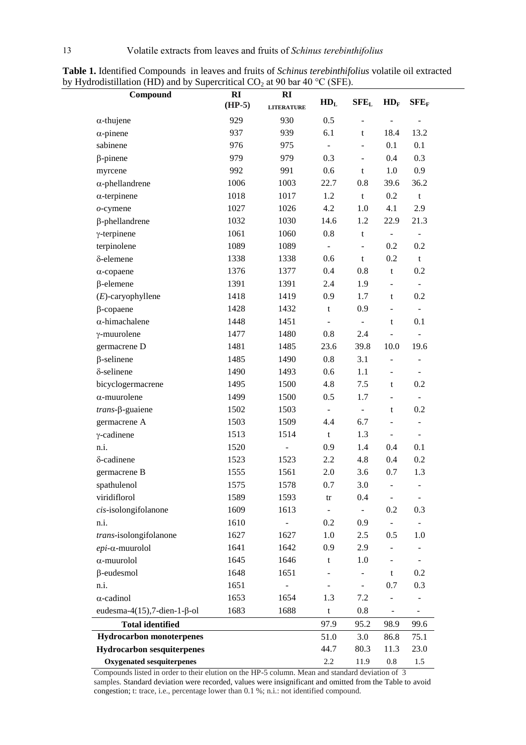**Table 1.** Identified Compounds in leaves and fruits of *Schinus terebinthifolius* volatile oil extracted by Hydrodistillation (HD) and by Supercritical $CO_2$ at 90 bar 40 °C (SFE).

| Compound | RI (HP-5) | RI LITERATURE | $HD_L$ | $SFE_L$ | $HD_F$ | $SFE_F$ |
|---|---|---|---|---|---|---|
| α-thujene | 929 | 930 | 0.5 | - | - | - |
| α-pinene | 937 | 939 | 6.1 | t | 18.4 | 13.2 |
| sabinene | 976 | 975 | - | - | 0.1 | 0.1 |
| β-pinene | 979 | 979 | 0.3 | - | 0.4 | 0.3 |
| myrcene | 992 | 991 | 0.6 | t | 1.0 | 0.9 |
| α-phellandrene | 1006 | 1003 | 22.7 | 0.8 | 39.6 | 36.2 |
| α-terpinene | 1018 | 1017 | 1.2 | t | 0.2 | t |
| *o*-cymene | 1027 | 1026 | 4.2 | 1.0 | 4.1 | 2.9 |
| β-phellandrene | 1032 | 1030 | 14.6 | 1.2 | 22.9 | 21.3 |
| γ-terpinene | 1061 | 1060 | 0.8 | t | - | - |
| terpinolene | 1089 | 1089 | - | - | 0.2 | 0.2 |
| δ-elemene | 1338 | 1338 | 0.6 | t | 0.2 | t |
| α-copaene | 1376 | 1377 | 0.4 | 0.8 | t | 0.2 |
| β-elemene | 1391 | 1391 | 2.4 | 1.9 | - | - |
| (*E*)-caryophyllene | 1418 | 1419 | 0.9 | 1.7 | t | 0.2 |
| β-copaene | 1428 | 1432 | t | 0.9 | - | - |
| α-himachalene | 1448 | 1451 | - | - | t | 0.1 |
| γ-muurolene | 1477 | 1480 | 0.8 | 2.4 | - | - |
| germacrene D | 1481 | 1485 | 23.6 | 39.8 | 10.0 | 19.6 |
| β-selinene | 1485 | 1490 | 0.8 | 3.1 | - | - |
| δ-selinene | 1490 | 1493 | 0.6 | 1.1 | - | - |
| bicyclogermacrene | 1495 | 1500 | 4.8 | 7.5 | t | 0.2 |
| α-muurolene | 1499 | 1500 | 0.5 | 1.7 | - | - |
| *trans*-β-guaiene | 1502 | 1503 | - | - | t | 0.2 |
| germacrene A | 1503 | 1509 | 4.4 | 6.7 | - | - |
| γ-cadinene | 1513 | 1514 | t | 1.3 | - | - |
| n.i. | 1520 | - | 0.9 | 1.4 | 0.4 | 0.1 |
| δ-cadinene | 1523 | 1523 | 2.2 | 4.8 | 0.4 | 0.2 |
| germacrene B | 1555 | 1561 | 2.0 | 3.6 | 0.7 | 1.3 |
| spathulenol | 1575 | 1578 | 0.7 | 3.0 | - | - |
| viridiflorol | 1589 | 1593 | tr | 0.4 | - | - |
| *cis*-isolongifolanone | 1609 | 1613 | - | - | 0.2 | 0.3 |
| n.i. | 1610 | - | 0.2 | 0.9 | - | - |
| *trans*-isolongifolanone | 1627 | 1627 | 1.0 | 2.5 | 0.5 | 1.0 |
| *epi*-α-muurolol | 1641 | 1642 | 0.9 | 2.9 | - | - |
| α-muurolol | 1645 | 1646 | t | 1.0 | - | - |
| β-eudesmol | 1648 | 1651 | - | - | t | 0.2 |
| n.i. | 1651 | - | - | - | 0.7 | 0.3 |
| α-cadinol | 1653 | 1654 | 1.3 | 7.2 | - | - |
| eudesma-4(15),7-dien-1-β-ol | 1683 | 1688 | t | 0.8 | - | - |
| **Total identified** | | | 97.9 | 95.2 | 98.9 | 99.6 |
| **Hydrocarbon monoterpenes** | | | 51.0 | 3.0 | 86.8 | 75.1 |
| **Hydrocarbon sesquiterpenes** | | | 44.7 | 80.3 | 11.3 | 23.0 |
| **Oxygenated sesquiterpenes** | | | 2.2 | 11.9 | 0.8 | 1.5 |

Compounds listed in order to their elution on the HP-5 column. Mean and standard deviation of 3 samples. Standard deviation were recorded, values were insignificant and omitted from the Table to avoid congestion; t: trace, i.e., percentage lower than 0.1 %; n.i.: not identified compound.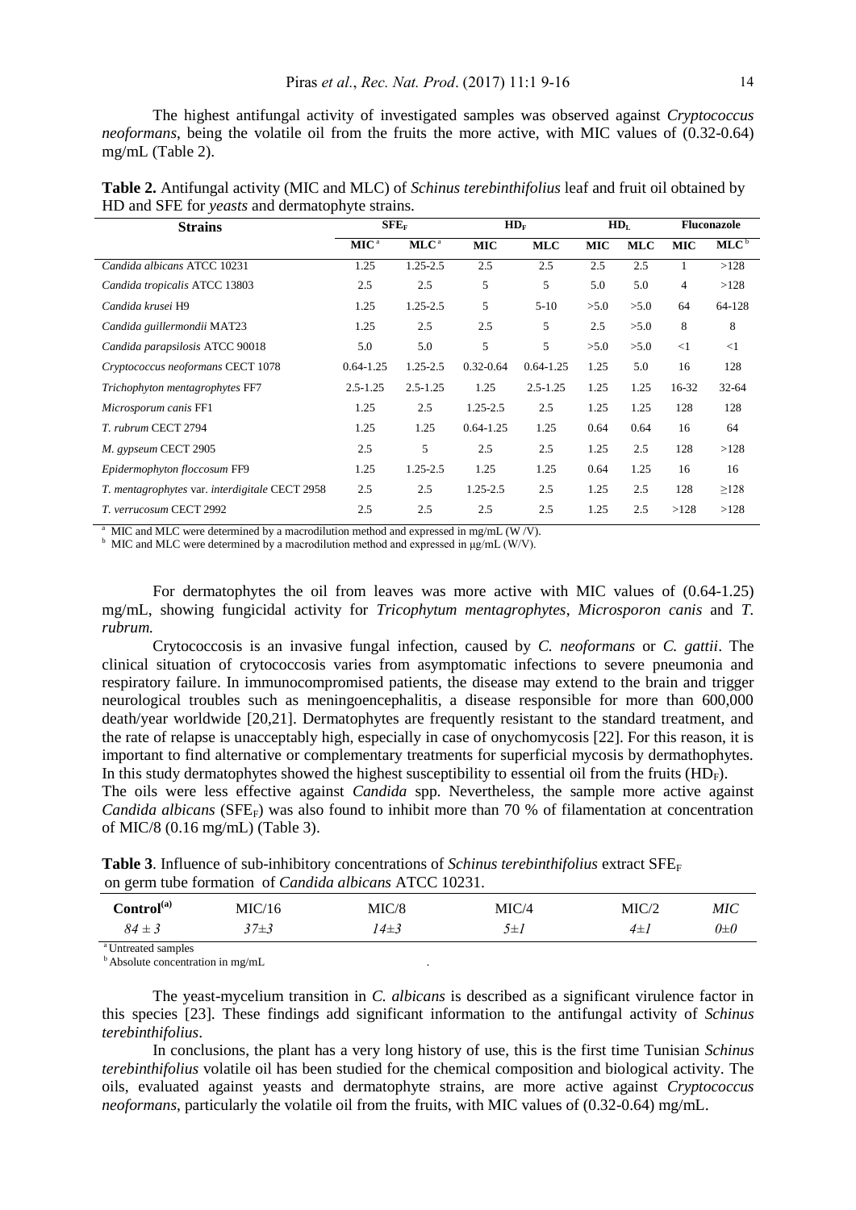The highest antifungal activity of investigated samples was observed against *Cryptococcus neoformans*, being the volatile oil from the fruits the more active, with MIC values of (0.32-0.64) mg/mL (Table 2).

**Table 2.** Antifungal activity (MIC and MLC) of *Schinus terebinthifolius* leaf and fruit oil obtained by HD and SFE for *yeasts* and dermatophyte strains.

| Strains | $SFE_F$ | | $HD_F$ | | $HD_L$ | | Fluconazole | |
|---|---|---|---|---|---|---|---|---|
| | MIC [a] | MLC [a] | MIC | MLC | MIC | MLC | MIC | MLC [b] |
| *Candida albicans* ATCC 10231 | 1.25 | 1.25-2.5 | 2.5 | 2.5 | 2.5 | 2.5 | 1 | >128 |
| *Candida tropicalis* ATCC 13803 | 2.5 | 2.5 | 5 | 5 | 5.0 | 5.0 | 4 | >128 |
| *Candida krusei* H9 | 1.25 | 1.25-2.5 | 5 | 5-10 | >5.0 | >5.0 | 64 | 64-128 |
| *Candida guillermondii* MAT23 | 1.25 | 2.5 | 2.5 | 5 | 2.5 | >5.0 | 8 | 8 |
| *Candida parapsilosis* ATCC 90018 | 5.0 | 5.0 | 5 | 5 | >5.0 | >5.0 | <1 | <1 |
| *Cryptococcus neoformans* CECT 1078 | 0.64-1.25 | 1.25-2.5 | 0.32-0.64 | 0.64-1.25 | 1.25 | 5.0 | 16 | 128 |
| *Trichophyton mentagrophytes* FF7 | 2.5-1.25 | 2.5-1.25 | 1.25 | 2.5-1.25 | 1.25 | 1.25 | 16-32 | 32-64 |
| *Microsporum canis* FF1 | 1.25 | 2.5 | 1.25-2.5 | 2.5 | 1.25 | 1.25 | 128 | 128 |
| *T. rubrum* CECT 2794 | 1.25 | 1.25 | 0.64-1.25 | 1.25 | 0.64 | 0.64 | 16 | 64 |
| *M. gypseum* CECT 2905 | 2.5 | 5 | 2.5 | 2.5 | 1.25 | 2.5 | 128 | >128 |
| *Epidermophyton floccosum* FF9 | 1.25 | 1.25-2.5 | 1.25 | 1.25 | 0.64 | 1.25 | 16 | 16 |
| *T. mentagrophytes* var. *interdigitale* CECT 2958 | 2.5 | 2.5 | 1.25-2.5 | 2.5 | 1.25 | 2.5 | 128 | ≥128 |
| *T. verrucosum* CECT 2992 | 2.5 | 2.5 | 2.5 | 2.5 | 1.25 | 2.5 | >128 | >128 |

[a] MIC and MLC were determined by a macrodilution method and expressed in mg/mL (W /V).
[b] MIC and MLC were determined by a macrodilution method and expressed in μg/mL (W/V).

For dermatophytes the oil from leaves was more active with MIC values of (0.64-1.25) mg/mL, showing fungicidal activity for *Tricophytum mentagrophytes*, *Microsporon canis* and *T. rubrum.*

Crytococcosis is an invasive fungal infection, caused by *C. neoformans* or *C. gattii*. The clinical situation of crytococcosis varies from asymptomatic infections to severe pneumonia and respiratory failure. In immunocompromised patients, the disease may extend to the brain and trigger neurological troubles such as meningoencephalitis, a disease responsible for more than 600,000 death/year worldwide [20,21]. Dermatophytes are frequently resistant to the standard treatment, and the rate of relapse is unacceptably high, especially in case of onychomycosis [22]. For this reason, it is important to find alternative or complementary treatments for superficial mycosis by dermathophytes. In this study dermatophytes showed the highest susceptibility to essential oil from the fruits ($HD_F$).

The oils were less effective against *Candida* spp. Nevertheless, the sample more active against *Candida albicans* ($SFE_F$) was also found to inhibit more than 70 % of filamentation at concentration of MIC/8 (0.16 mg/mL) (Table 3).

**Table 3**. Influence of sub-inhibitory concentrations of *Schinus terebinthifolius* extract $SFE_F$ on germ tube formation of *Candida albicans* ATCC 10231.

| Control[(a)] | MIC/16 | MIC/8 | MIC/4 | MIC/2 | *MIC* |
|---|---|---|---|---|---|
| *84 ± 3* | *37±3* | *14±3* | *5±1* | *4±1* | *0±0* |

[a] Untreated samples
[b] Absolute concentration in mg/mL

The yeast-mycelium transition in *C. albicans* is described as a significant virulence factor in this species [23]. These findings add significant information to the antifungal activity of *Schinus terebinthifolius*.

In conclusions, the plant has a very long history of use, this is the first time Tunisian *Schinus terebinthifolius* volatile oil has been studied for the chemical composition and biological activity. The oils, evaluated against yeasts and dermatophyte strains, are more active against *Cryptococcus neoformans*, particularly the volatile oil from the fruits, with MIC values of (0.32-0.64) mg/mL.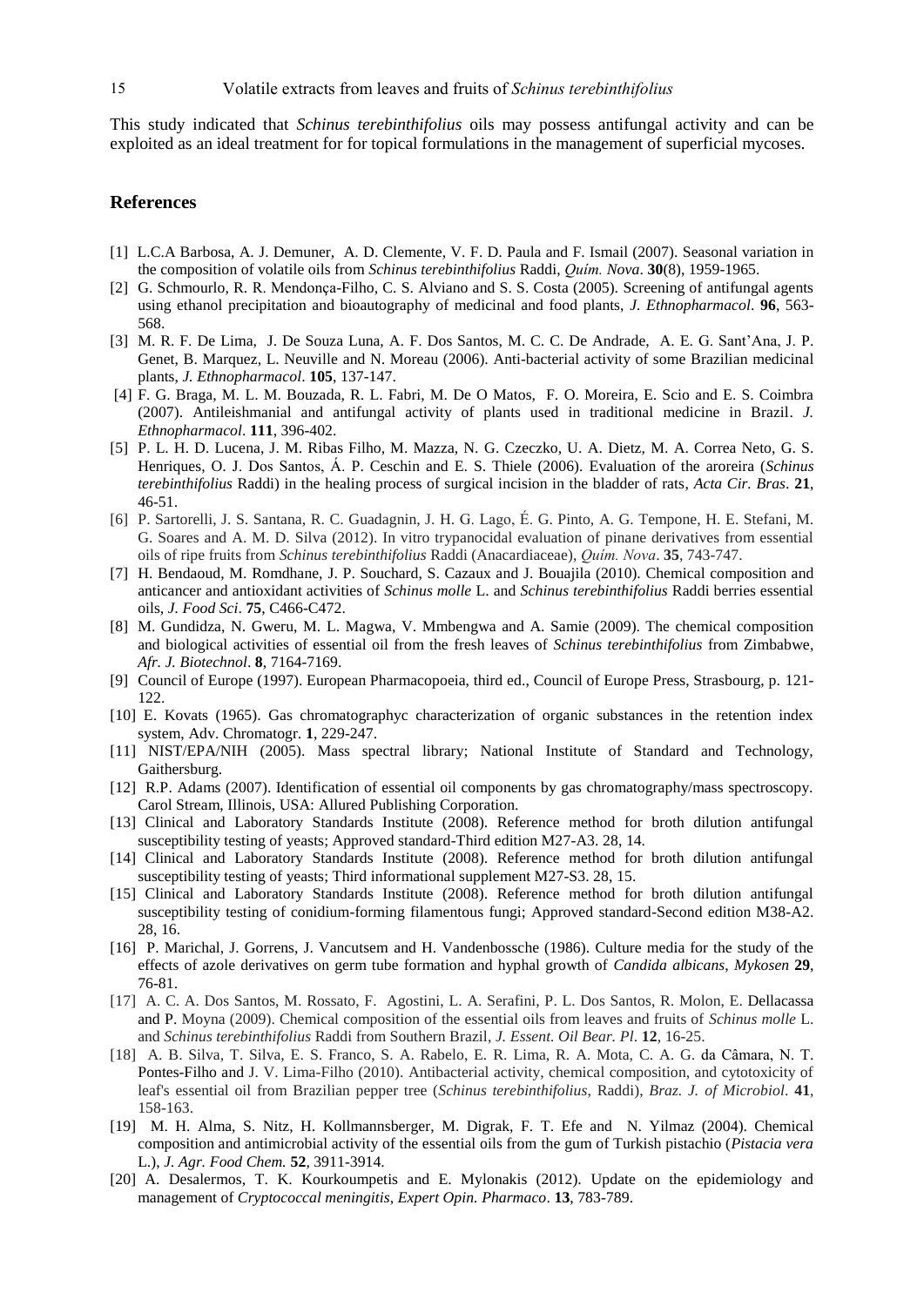This study indicated that *Schinus terebinthifolius* oils may possess antifungal activity and can be exploited as an ideal treatment for for topical formulations in the management of superficial mycoses.

## References

[1] L.C.A Barbosa, A. J. Demuner, A. D. Clemente, V. F. D. Paula and F. Ismail (2007). Seasonal variation in the composition of volatile oils from *Schinus terebinthifolius* Raddi, *Quím. Nova*. **30**(8), 1959-1965.

[2] G. Schmourlo, R. R. Mendonça-Filho, C. S. Alviano and S. S. Costa (2005). Screening of antifungal agents using ethanol precipitation and bioautography of medicinal and food plants, *J. Ethnopharmacol*. **96**, 563-568.

[3] M. R. F. De Lima, J. De Souza Luna, A. F. Dos Santos, M. C. C. De Andrade, A. E. G. Sant'Ana, J. P. Genet, B. Marquez, L. Neuville and N. Moreau (2006). Anti-bacterial activity of some Brazilian medicinal plants, *J. Ethnopharmacol*. **105**, 137-147.

[4] F. G. Braga, M. L. M. Bouzada, R. L. Fabri, M. De O Matos, F. O. Moreira, E. Scio and E. S. Coimbra (2007). Antileishmanial and antifungal activity of plants used in traditional medicine in Brazil. *J. Ethnopharmacol*. **111**, 396-402.

[5] P. L. H. D. Lucena, J. M. Ribas Filho, M. Mazza, N. G. Czeczko, U. A. Dietz, M. A. Correa Neto, G. S. Henriques, O. J. Dos Santos, Á. P. Ceschin and E. S. Thiele (2006). Evaluation of the aroreira (*Schinus terebinthifolius* Raddi) in the healing process of surgical incision in the bladder of rats, *Acta Cir. Bras*. **21**, 46-51.

[6] P. Sartorelli, J. S. Santana, R. C. Guadagnin, J. H. G. Lago, É. G. Pinto, A. G. Tempone, H. E. Stefani, M. G. Soares and A. M. D. Silva (2012). In vitro trypanocidal evaluation of pinane derivatives from essential oils of ripe fruits from *Schinus terebinthifolius* Raddi (Anacardiaceae), *Quím. Nova*. **35**, 743-747.

[7] H. Bendaoud, M. Romdhane, J. P. Souchard, S. Cazaux and J. Bouajila (2010). Chemical composition and anticancer and antioxidant activities of *Schinus molle* L. and *Schinus terebinthifolius* Raddi berries essential oils, *J. Food Sci*. **75**, C466-C472.

[8] M. Gundidza, N. Gweru, M. L. Magwa, V. Mmbengwa and A. Samie (2009). The chemical composition and biological activities of essential oil from the fresh leaves of *Schinus terebinthifolius* from Zimbabwe, *Afr. J. Biotechnol*. **8**, 7164-7169.

[9] Council of Europe (1997). European Pharmacopoeia, third ed., Council of Europe Press, Strasbourg, p. 121-122.

[10] E. Kovats (1965). Gas chromatographyc characterization of organic substances in the retention index system, Adv. Chromatogr. **1**, 229-247.

[11] NIST/EPA/NIH (2005). Mass spectral library; National Institute of Standard and Technology, Gaithersburg.

[12] R.P. Adams (2007). Identification of essential oil components by gas chromatography/mass spectroscopy. Carol Stream, Illinois, USA: Allured Publishing Corporation.

[13] Clinical and Laboratory Standards Institute (2008). Reference method for broth dilution antifungal susceptibility testing of yeasts; Approved standard-Third edition M27-A3. 28, 14.

[14] Clinical and Laboratory Standards Institute (2008). Reference method for broth dilution antifungal susceptibility testing of yeasts; Third informational supplement M27-S3. 28, 15.

[15] Clinical and Laboratory Standards Institute (2008). Reference method for broth dilution antifungal susceptibility testing of conidium-forming filamentous fungi; Approved standard-Second edition M38-A2. 28, 16.

[16] P. Marichal, J. Gorrens, J. Vancutsem and H. Vandenbossche (1986). Culture media for the study of the effects of azole derivatives on germ tube formation and hyphal growth of *Candida albicans*, *Mykosen* **29**, 76-81.

[17] A. C. A. Dos Santos, M. Rossato, F. Agostini, L. A. Serafini, P. L. Dos Santos, R. Molon, E. Dellacassa and P. Moyna (2009). Chemical composition of the essential oils from leaves and fruits of *Schinus molle* L. and *Schinus terebinthifolius* Raddi from Southern Brazil, *J. Essent. Oil Bear. Pl*. **12**, 16-25.

[18] A. B. Silva, T. Silva, E. S. Franco, S. A. Rabelo, E. R. Lima, R. A. Mota, C. A. G. da Câmara, N. T. Pontes-Filho and J. V. Lima-Filho (2010). Antibacterial activity, chemical composition, and cytotoxicity of leaf's essential oil from Brazilian pepper tree (*Schinus terebinthifolius*, Raddi), *Braz. J. of Microbiol*. **41**, 158-163.

[19] M. H. Alma, S. Nitz, H. Kollmannsberger, M. Digrak, F. T. Efe and N. Yilmaz (2004). Chemical composition and antimicrobial activity of the essential oils from the gum of Turkish pistachio (*Pistacia vera* L.), *J. Agr. Food Chem.* **52**, 3911-3914.

[20] A. Desalermos, T. K. Kourkoumpetis and E. Mylonakis (2012). Update on the epidemiology and management of *Cryptococcal meningitis*, *Expert Opin. Pharmaco*. **13**, 783-789.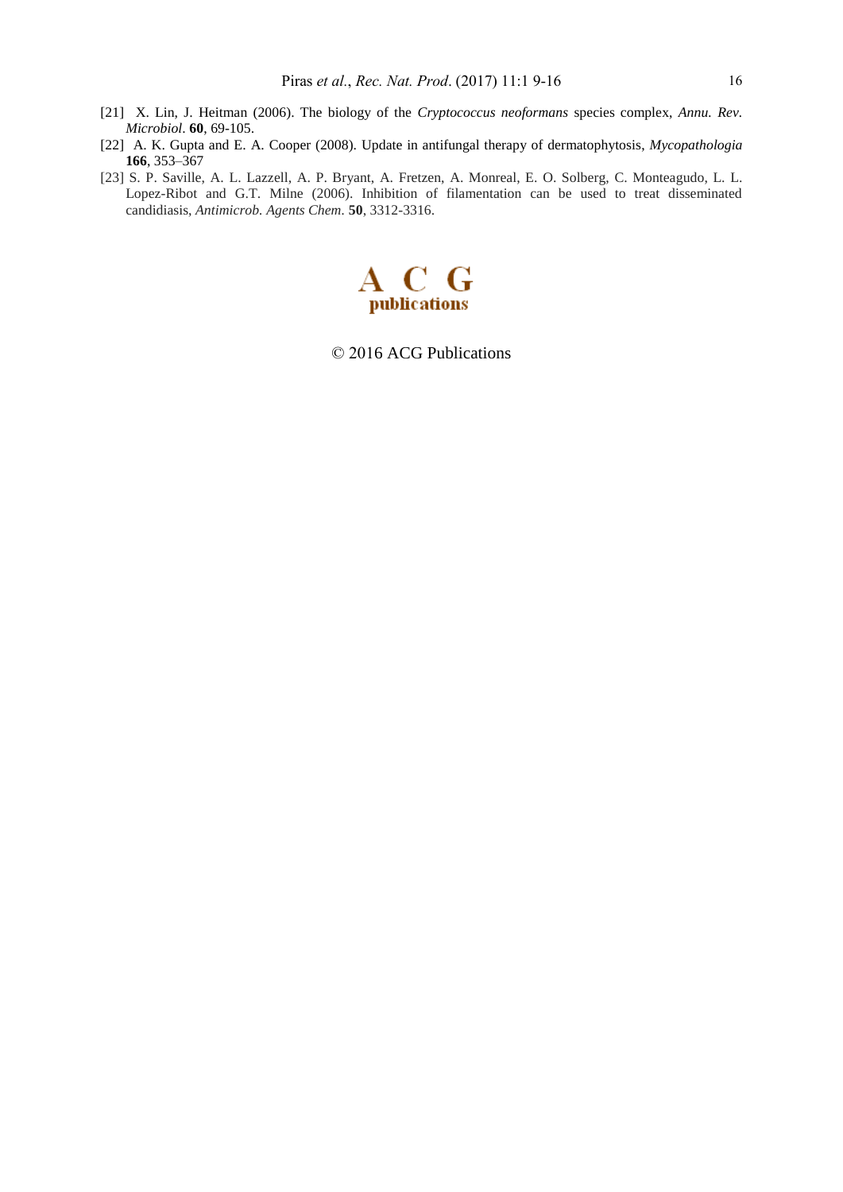[21] X. Lin, J. Heitman (2006). The biology of the *Cryptococcus neoformans* species complex, *Annu. Rev. Microbiol*. **60**, 69-105.

[22] A. K. Gupta and E. A. Cooper (2008). Update in antifungal therapy of dermatophytosis, *Mycopathologia* **166**, 353–367

[23] S. P. Saville, A. L. Lazzell, A. P. Bryant, A. Fretzen, A. Monreal, E. O. Solberg, C. Monteagudo, L. L. Lopez-Ribot and G.T. Milne (2006). Inhibition of filamentation can be used to treat disseminated candidiasis, *Antimicrob. Agents Chem*. **50**, 3312-3316.

A C G
publications

© 2016 ACG Publications